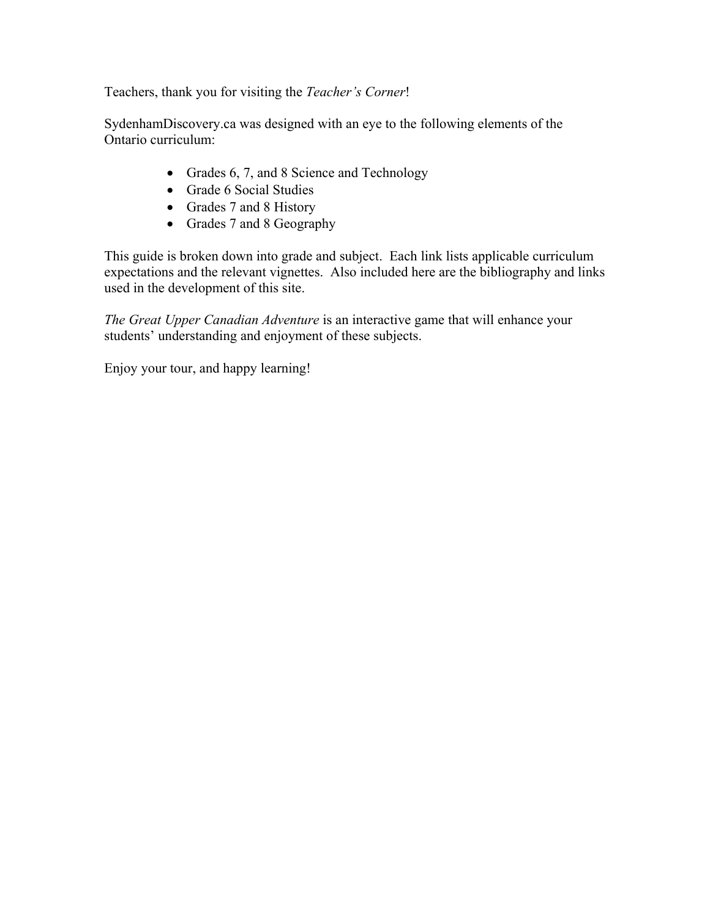Teachers, thank you for visiting the *Teacher's Corner*!

SydenhamDiscovery.ca was designed with an eye to the following elements of the Ontario curriculum:

- Grades 6, 7, and 8 Science and Technology
- Grade 6 Social Studies
- Grades 7 and 8 History
- Grades 7 and 8 Geography

This guide is broken down into grade and subject. Each link lists applicable curriculum expectations and the relevant vignettes. Also included here are the bibliography and links used in the development of this site.

*The Great Upper Canadian Adventure* is an interactive game that will enhance your students' understanding and enjoyment of these subjects.

Enjoy your tour, and happy learning!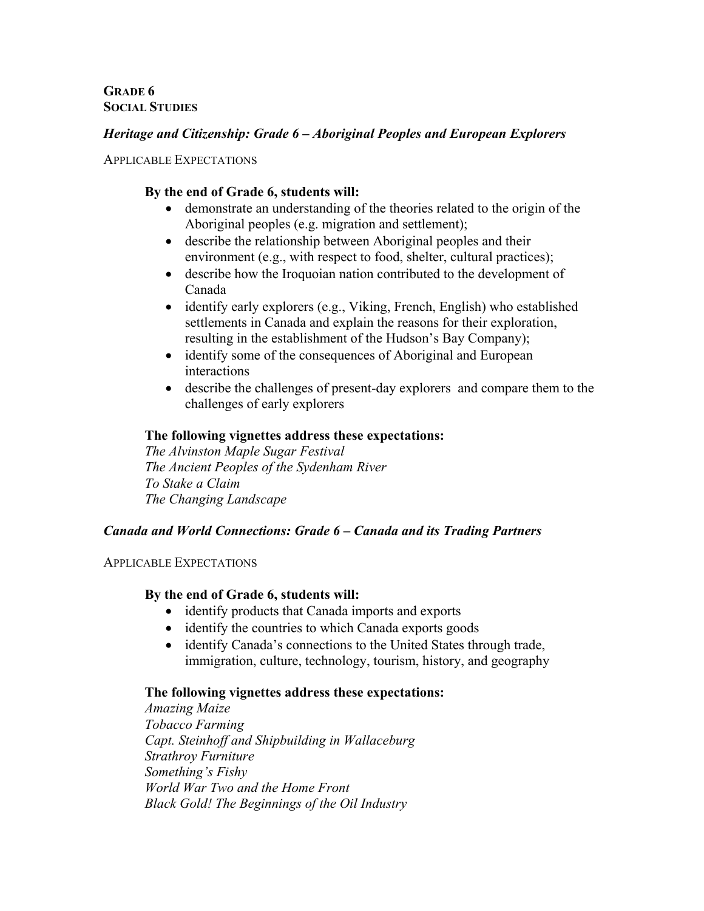**Grade 6**
**Social Studies**

***Heritage and Citizenship: Grade 6 – Aboriginal Peoples and European Explorers***

Applicable Expectations

**By the end of Grade 6, students will:**

- demonstrate an understanding of the theories related to the origin of the Aboriginal peoples (e.g. migration and settlement);
- describe the relationship between Aboriginal peoples and their environment (e.g., with respect to food, shelter, cultural practices);
- describe how the Iroquoian nation contributed to the development of Canada
- identify early explorers (e.g., Viking, French, English) who established settlements in Canada and explain the reasons for their exploration, resulting in the establishment of the Hudson's Bay Company);
- identify some of the consequences of Aboriginal and European interactions
- describe the challenges of present-day explorers and compare them to the challenges of early explorers

**The following vignettes address these expectations:**

*The Alvinston Maple Sugar Festival*
*The Ancient Peoples of the Sydenham River*
*To Stake a Claim*
*The Changing Landscape*

***Canada and World Connections: Grade 6 – Canada and its Trading Partners***

Applicable Expectations

**By the end of Grade 6, students will:**

- identify products that Canada imports and exports
- identify the countries to which Canada exports goods
- identify Canada's connections to the United States through trade, immigration, culture, technology, tourism, history, and geography

**The following vignettes address these expectations:**

*Amazing Maize*
*Tobacco Farming*
*Capt. Steinhoff and Shipbuilding in Wallaceburg*
*Strathroy Furniture*
*Something's Fishy*
*World War Two and the Home Front*
*Black Gold! The Beginnings of the Oil Industry*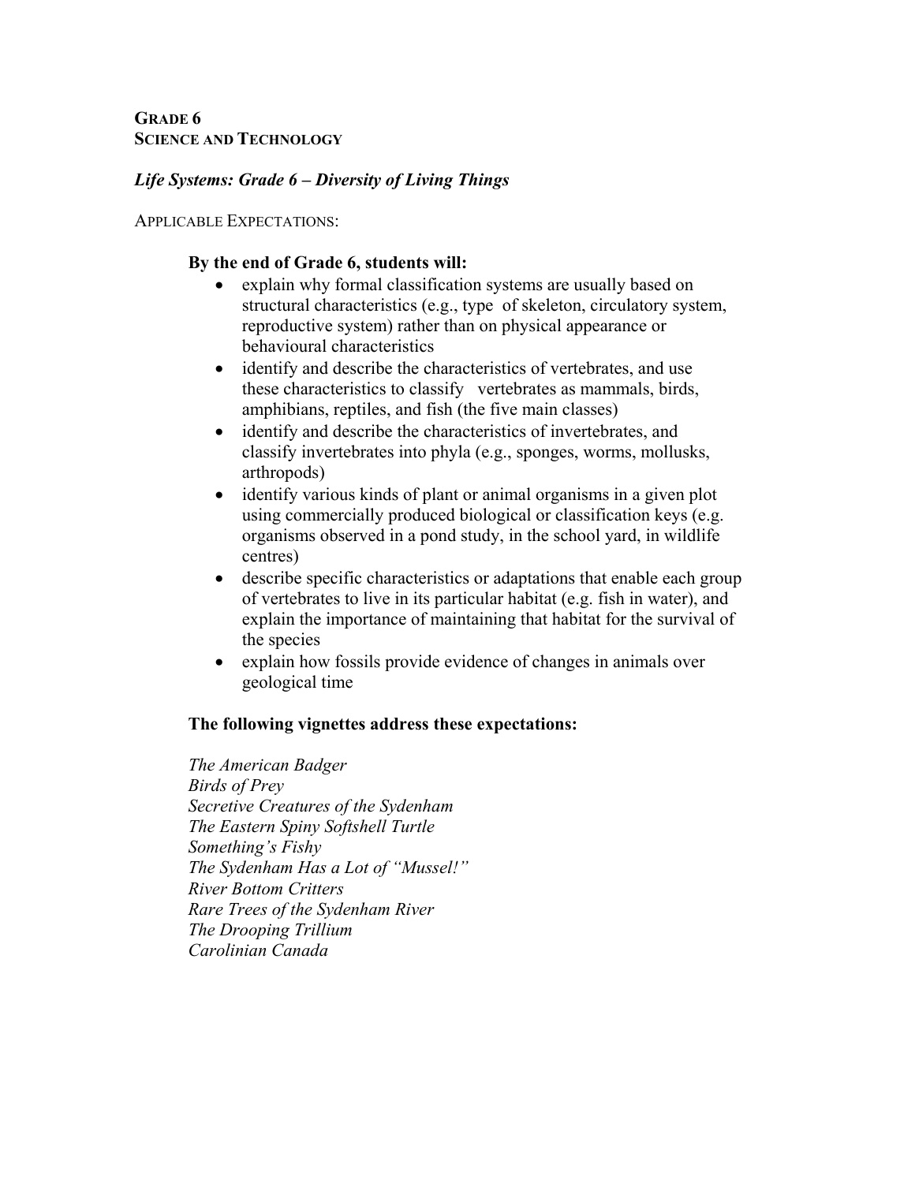**GRADE 6**
**SCIENCE AND TECHNOLOGY**

***Life Systems: Grade 6 – Diversity of Living Things***

APPLICABLE EXPECTATIONS:

**By the end of Grade 6, students will:**

- explain why formal classification systems are usually based on structural characteristics (e.g., type of skeleton, circulatory system, reproductive system) rather than on physical appearance or behavioural characteristics
- identify and describe the characteristics of vertebrates, and use these characteristics to classify vertebrates as mammals, birds, amphibians, reptiles, and fish (the five main classes)
- identify and describe the characteristics of invertebrates, and classify invertebrates into phyla (e.g., sponges, worms, mollusks, arthropods)
- identify various kinds of plant or animal organisms in a given plot using commercially produced biological or classification keys (e.g. organisms observed in a pond study, in the school yard, in wildlife centres)
- describe specific characteristics or adaptations that enable each group of vertebrates to live in its particular habitat (e.g. fish in water), and explain the importance of maintaining that habitat for the survival of the species
- explain how fossils provide evidence of changes in animals over geological time

**The following vignettes address these expectations:**

*The American Badger*
*Birds of Prey*
*Secretive Creatures of the Sydenham*
*The Eastern Spiny Softshell Turtle*
*Something's Fishy*
*The Sydenham Has a Lot of "Mussel!"*
*River Bottom Critters*
*Rare Trees of the Sydenham River*
*The Drooping Trillium*
*Carolinian Canada*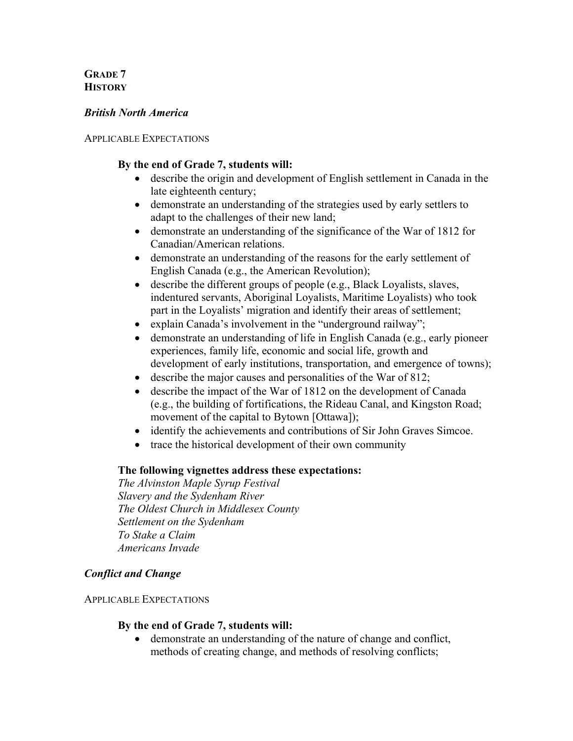## GRADE 7
## HISTORY

### *British North America*

APPLICABLE EXPECTATIONS

**By the end of Grade 7, students will:**

- describe the origin and development of English settlement in Canada in the late eighteenth century;
- demonstrate an understanding of the strategies used by early settlers to adapt to the challenges of their new land;
- demonstrate an understanding of the significance of the War of 1812 for Canadian/American relations.
- demonstrate an understanding of the reasons for the early settlement of English Canada (e.g., the American Revolution);
- describe the different groups of people (e.g., Black Loyalists, slaves, indentured servants, Aboriginal Loyalists, Maritime Loyalists) who took part in the Loyalists' migration and identify their areas of settlement;
- explain Canada's involvement in the "underground railway";
- demonstrate an understanding of life in English Canada (e.g., early pioneer experiences, family life, economic and social life, growth and development of early institutions, transportation, and emergence of towns);
- describe the major causes and personalities of the War of 812;
- describe the impact of the War of 1812 on the development of Canada (e.g., the building of fortifications, the Rideau Canal, and Kingston Road; movement of the capital to Bytown [Ottawa]);
- identify the achievements and contributions of Sir John Graves Simcoe.
- trace the historical development of their own community

**The following vignettes address these expectations:**

*The Alvinston Maple Syrup Festival*
*Slavery and the Sydenham River*
*The Oldest Church in Middlesex County*
*Settlement on the Sydenham*
*To Stake a Claim*
*Americans Invade*

### *Conflict and Change*

APPLICABLE EXPECTATIONS

**By the end of Grade 7, students will:**

- demonstrate an understanding of the nature of change and conflict, methods of creating change, and methods of resolving conflicts;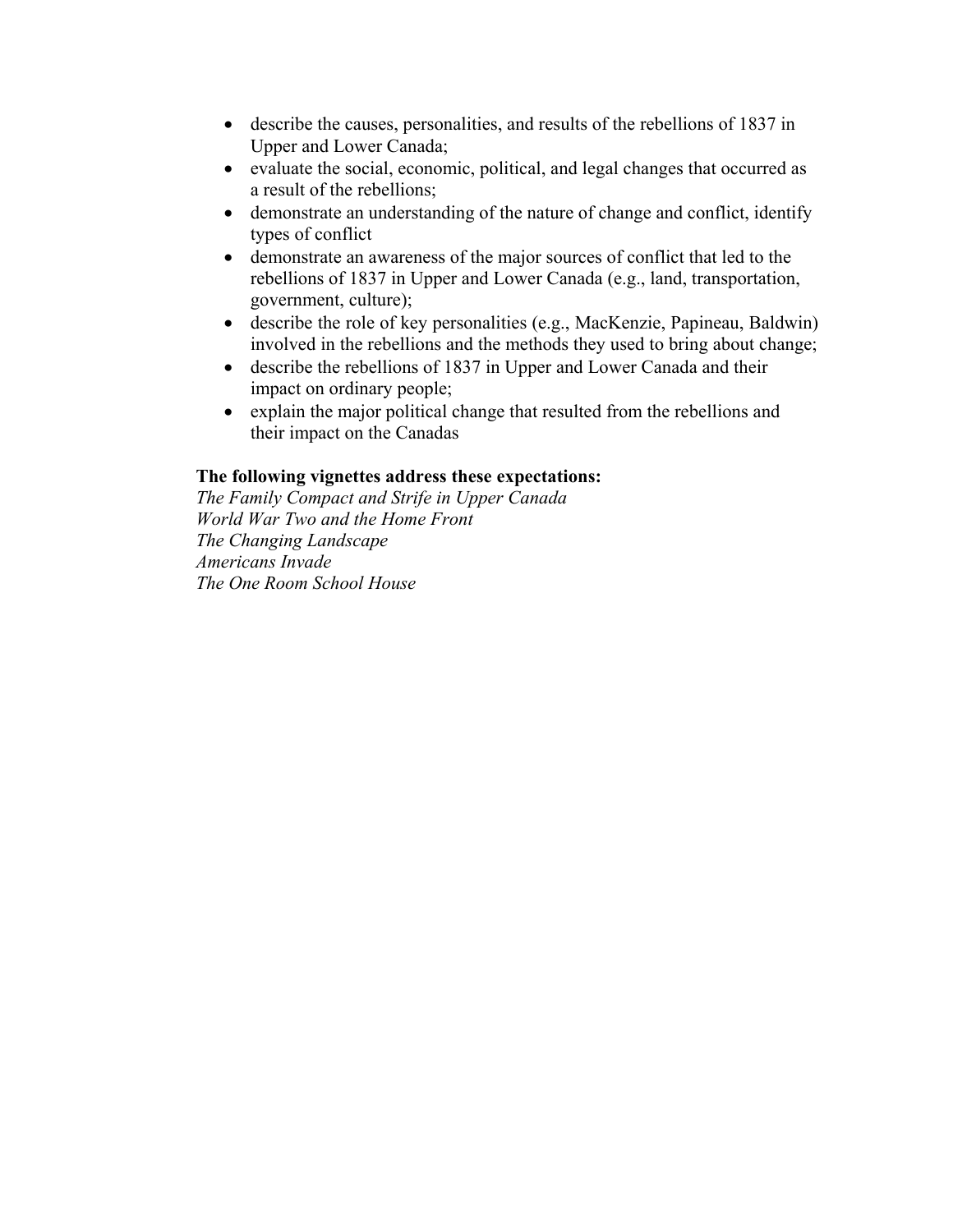- describe the causes, personalities, and results of the rebellions of 1837 in Upper and Lower Canada;
- evaluate the social, economic, political, and legal changes that occurred as a result of the rebellions;
- demonstrate an understanding of the nature of change and conflict, identify types of conflict
- demonstrate an awareness of the major sources of conflict that led to the rebellions of 1837 in Upper and Lower Canada (e.g., land, transportation, government, culture);
- describe the role of key personalities (e.g., MacKenzie, Papineau, Baldwin) involved in the rebellions and the methods they used to bring about change;
- describe the rebellions of 1837 in Upper and Lower Canada and their impact on ordinary people;
- explain the major political change that resulted from the rebellions and their impact on the Canadas

**The following vignettes address these expectations:**
*The Family Compact and Strife in Upper Canada*
*World War Two and the Home Front*
*The Changing Landscape*
*Americans Invade*
*The One Room School House*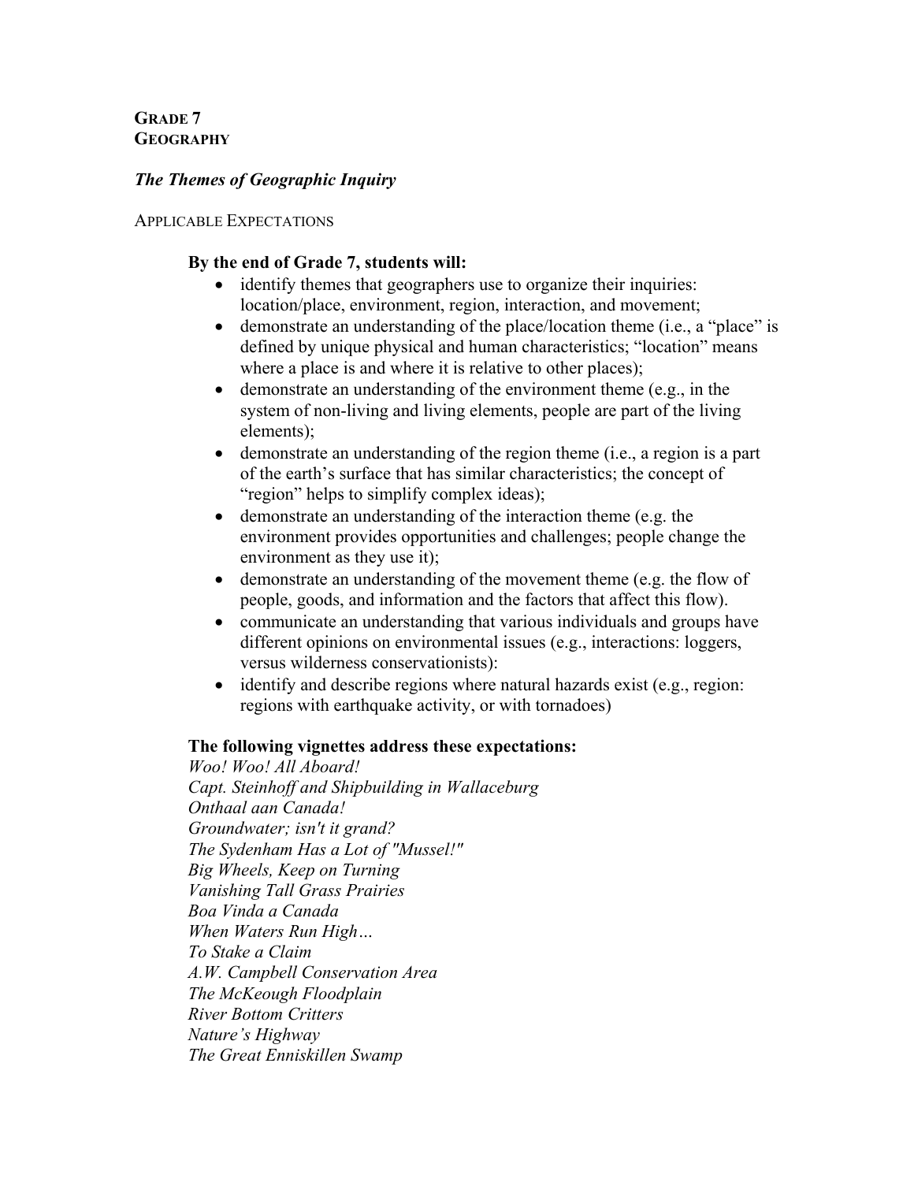**GRADE 7**
**GEOGRAPHY**

***The Themes of Geographic Inquiry***

APPLICABLE EXPECTATIONS

**By the end of Grade 7, students will:**

- identify themes that geographers use to organize their inquiries: location/place, environment, region, interaction, and movement;
- demonstrate an understanding of the place/location theme (i.e., a "place" is defined by unique physical and human characteristics; "location" means where a place is and where it is relative to other places);
- demonstrate an understanding of the environment theme (e.g., in the system of non-living and living elements, people are part of the living elements);
- demonstrate an understanding of the region theme (i.e., a region is a part of the earth's surface that has similar characteristics; the concept of "region" helps to simplify complex ideas);
- demonstrate an understanding of the interaction theme (e.g. the environment provides opportunities and challenges; people change the environment as they use it);
- demonstrate an understanding of the movement theme (e.g. the flow of people, goods, and information and the factors that affect this flow).
- communicate an understanding that various individuals and groups have different opinions on environmental issues (e.g., interactions: loggers, versus wilderness conservationists):
- identify and describe regions where natural hazards exist (e.g., region: regions with earthquake activity, or with tornadoes)

**The following vignettes address these expectations:**

*Woo! Woo! All Aboard!*
*Capt. Steinhoff and Shipbuilding in Wallaceburg*
*Onthaal aan Canada!*
*Groundwater; isn't it grand?*
*The Sydenham Has a Lot of "Mussel!"*
*Big Wheels, Keep on Turning*
*Vanishing Tall Grass Prairies*
*Boa Vinda a Canada*
*When Waters Run High…*
*To Stake a Claim*
*A.W. Campbell Conservation Area*
*The McKeough Floodplain*
*River Bottom Critters*
*Nature's Highway*
*The Great Enniskillen Swamp*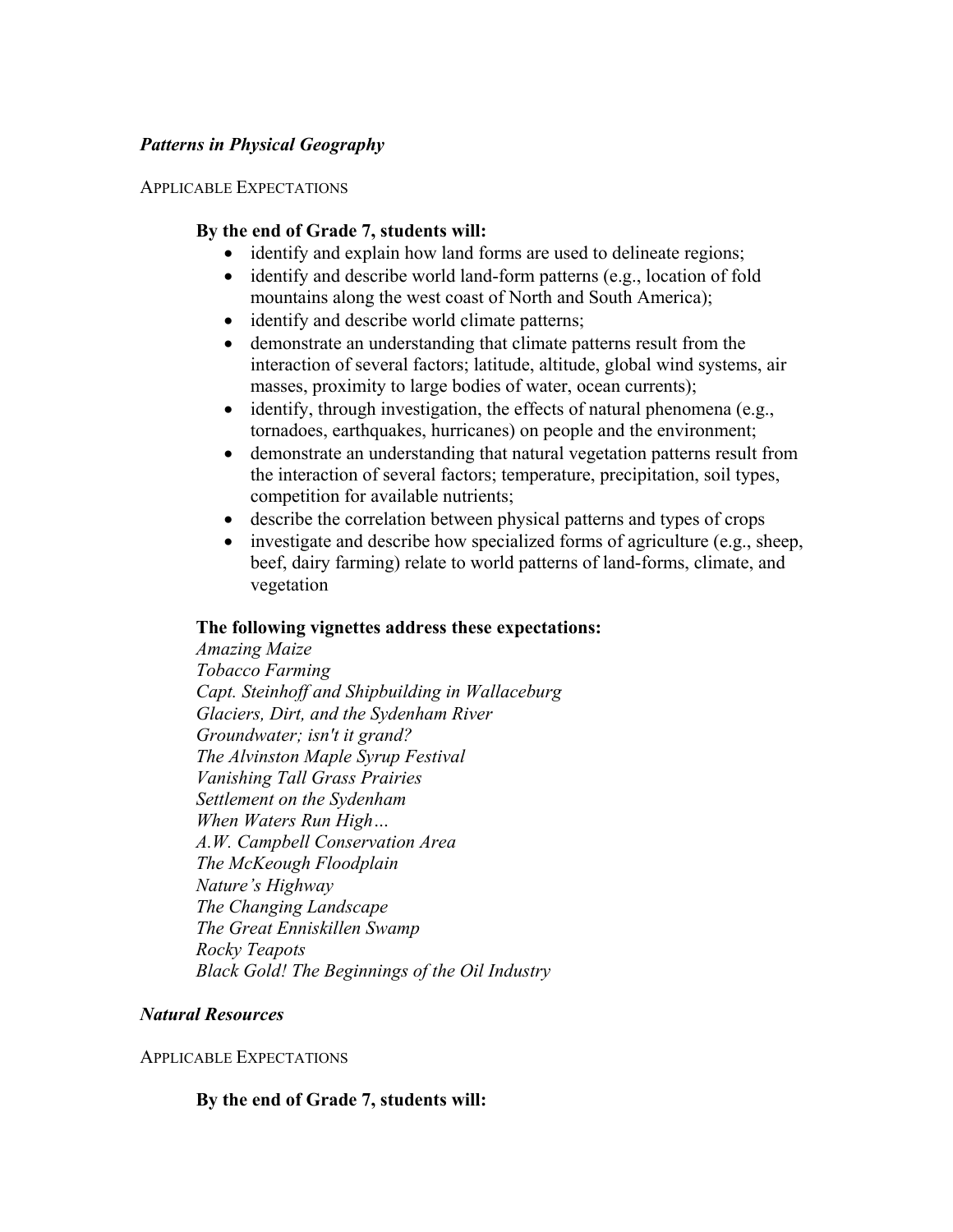### *Patterns in Physical Geography*

APPLICABLE EXPECTATIONS

**By the end of Grade 7, students will:**

- identify and explain how land forms are used to delineate regions;
- identify and describe world land-form patterns (e.g., location of fold mountains along the west coast of North and South America);
- identify and describe world climate patterns;
- demonstrate an understanding that climate patterns result from the interaction of several factors; latitude, altitude, global wind systems, air masses, proximity to large bodies of water, ocean currents);
- identify, through investigation, the effects of natural phenomena (e.g., tornadoes, earthquakes, hurricanes) on people and the environment;
- demonstrate an understanding that natural vegetation patterns result from the interaction of several factors; temperature, precipitation, soil types, competition for available nutrients;
- describe the correlation between physical patterns and types of crops
- investigate and describe how specialized forms of agriculture (e.g., sheep, beef, dairy farming) relate to world patterns of land-forms, climate, and vegetation

**The following vignettes address these expectations:**

*Amazing Maize*
*Tobacco Farming*
*Capt. Steinhoff and Shipbuilding in Wallaceburg*
*Glaciers, Dirt, and the Sydenham River*
*Groundwater; isn't it grand?*
*The Alvinston Maple Syrup Festival*
*Vanishing Tall Grass Prairies*
*Settlement on the Sydenham*
*When Waters Run High…*
*A.W. Campbell Conservation Area*
*The McKeough Floodplain*
*Nature's Highway*
*The Changing Landscape*
*The Great Enniskillen Swamp*
*Rocky Teapots*
*Black Gold! The Beginnings of the Oil Industry*

### *Natural Resources*

APPLICABLE EXPECTATIONS

**By the end of Grade 7, students will:**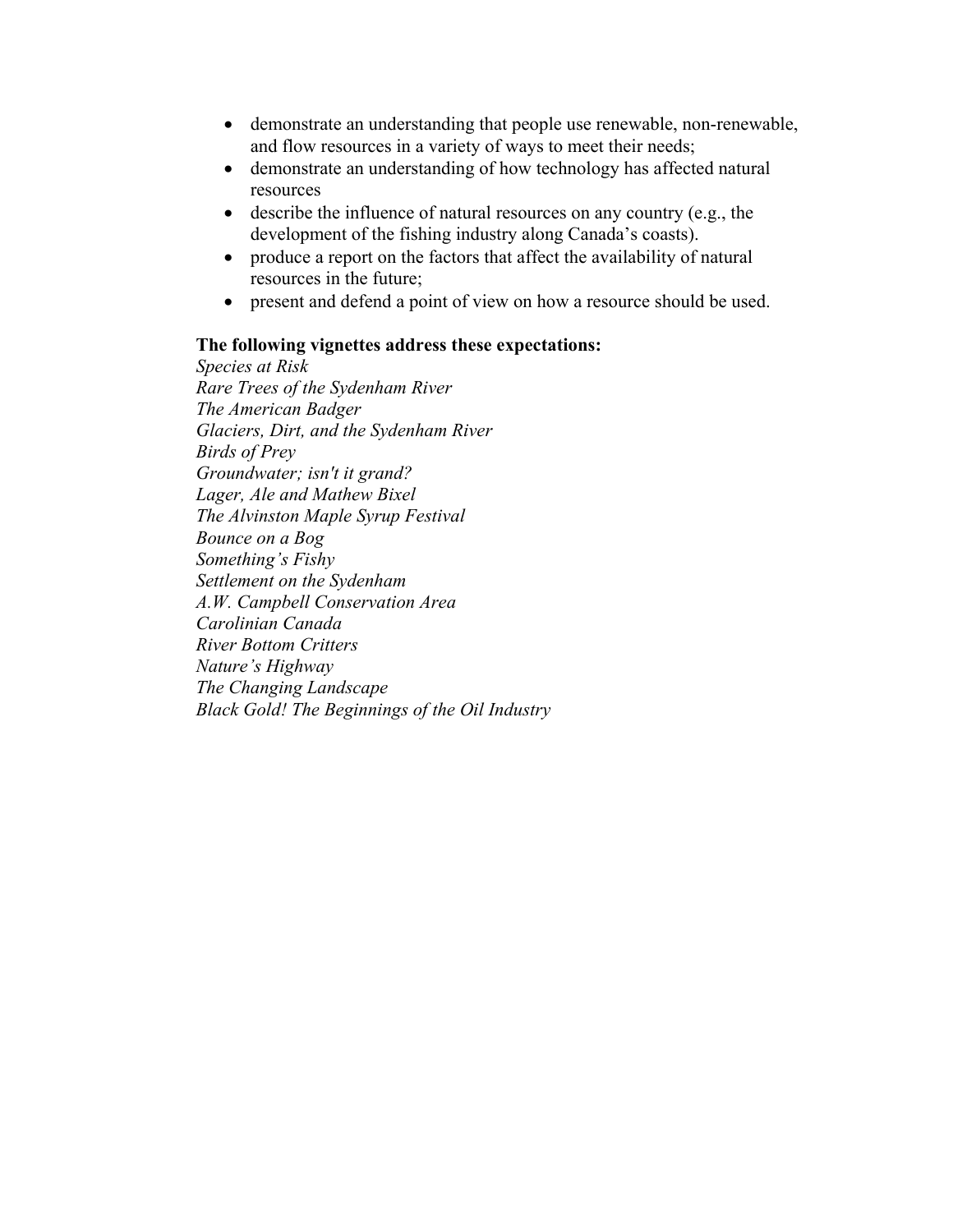- demonstrate an understanding that people use renewable, non-renewable, and flow resources in a variety of ways to meet their needs;
- demonstrate an understanding of how technology has affected natural resources
- describe the influence of natural resources on any country (e.g., the development of the fishing industry along Canada's coasts).
- produce a report on the factors that affect the availability of natural resources in the future;
- present and defend a point of view on how a resource should be used.

**The following vignettes address these expectations:**

*Species at Risk*
*Rare Trees of the Sydenham River*
*The American Badger*
*Glaciers, Dirt, and the Sydenham River*
*Birds of Prey*
*Groundwater; isn't it grand?*
*Lager, Ale and Mathew Bixel*
*The Alvinston Maple Syrup Festival*
*Bounce on a Bog*
*Something's Fishy*
*Settlement on the Sydenham*
*A.W. Campbell Conservation Area*
*Carolinian Canada*
*River Bottom Critters*
*Nature's Highway*
*The Changing Landscape*
*Black Gold! The Beginnings of the Oil Industry*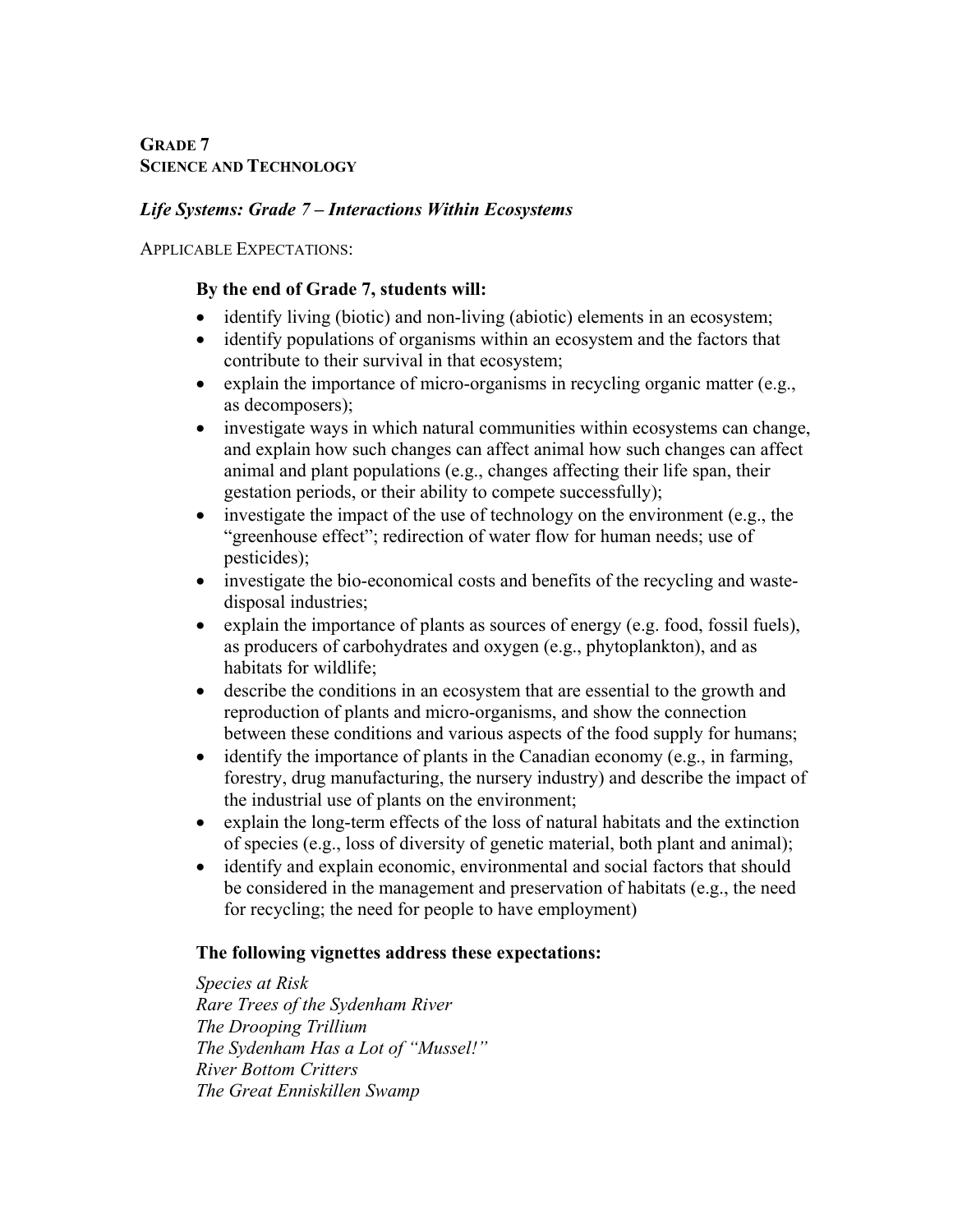**GRADE 7**
**SCIENCE AND TECHNOLOGY**

***Life Systems: Grade 7 – Interactions Within Ecosystems***

APPLICABLE EXPECTATIONS:

**By the end of Grade 7, students will:**

- identify living (biotic) and non-living (abiotic) elements in an ecosystem;
- identify populations of organisms within an ecosystem and the factors that contribute to their survival in that ecosystem;
- explain the importance of micro-organisms in recycling organic matter (e.g., as decomposers);
- investigate ways in which natural communities within ecosystems can change, and explain how such changes can affect animal how such changes can affect animal and plant populations (e.g., changes affecting their life span, their gestation periods, or their ability to compete successfully);
- investigate the impact of the use of technology on the environment (e.g., the "greenhouse effect"; redirection of water flow for human needs; use of pesticides);
- investigate the bio-economical costs and benefits of the recycling and waste-disposal industries;
- explain the importance of plants as sources of energy (e.g. food, fossil fuels), as producers of carbohydrates and oxygen (e.g., phytoplankton), and as habitats for wildlife;
- describe the conditions in an ecosystem that are essential to the growth and reproduction of plants and micro-organisms, and show the connection between these conditions and various aspects of the food supply for humans;
- identify the importance of plants in the Canadian economy (e.g., in farming, forestry, drug manufacturing, the nursery industry) and describe the impact of the industrial use of plants on the environment;
- explain the long-term effects of the loss of natural habitats and the extinction of species (e.g., loss of diversity of genetic material, both plant and animal);
- identify and explain economic, environmental and social factors that should be considered in the management and preservation of habitats (e.g., the need for recycling; the need for people to have employment)

**The following vignettes address these expectations:**

*Species at Risk*
*Rare Trees of the Sydenham River*
*The Drooping Trillium*
*The Sydenham Has a Lot of "Mussel!"*
*River Bottom Critters*
*The Great Enniskillen Swamp*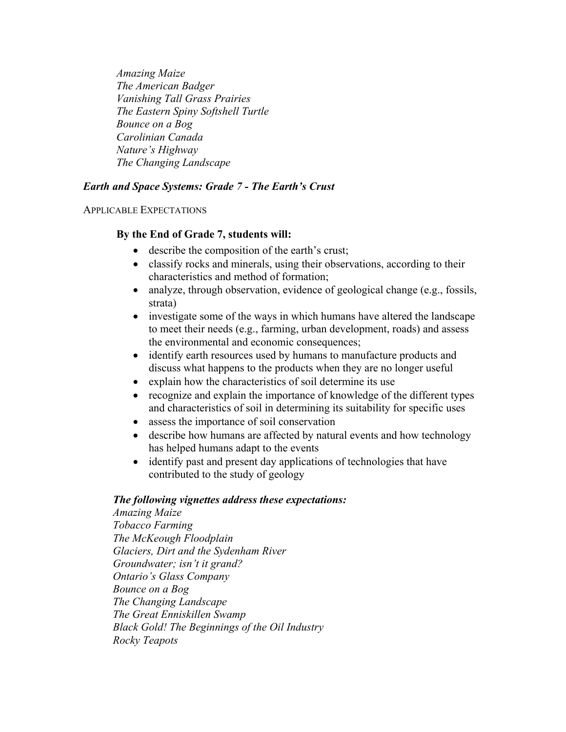*Amazing Maize*
*The American Badger*
*Vanishing Tall Grass Prairies*
*The Eastern Spiny Softshell Turtle*
*Bounce on a Bog*
*Carolinian Canada*
*Nature's Highway*
*The Changing Landscape*

### *Earth and Space Systems: Grade 7 - The Earth's Crust*

APPLICABLE EXPECTATIONS

**By the End of Grade 7, students will:**

- describe the composition of the earth's crust;
- classify rocks and minerals, using their observations, according to their characteristics and method of formation;
- analyze, through observation, evidence of geological change (e.g., fossils, strata)
- investigate some of the ways in which humans have altered the landscape to meet their needs (e.g., farming, urban development, roads) and assess the environmental and economic consequences;
- identify earth resources used by humans to manufacture products and discuss what happens to the products when they are no longer useful
- explain how the characteristics of soil determine its use
- recognize and explain the importance of knowledge of the different types and characteristics of soil in determining its suitability for specific uses
- assess the importance of soil conservation
- describe how humans are affected by natural events and how technology has helped humans adapt to the events
- identify past and present day applications of technologies that have contributed to the study of geology

***The following vignettes address these expectations:***

*Amazing Maize*
*Tobacco Farming*
*The McKeough Floodplain*
*Glaciers, Dirt and the Sydenham River*
*Groundwater; isn't it grand?*
*Ontario's Glass Company*
*Bounce on a Bog*
*The Changing Landscape*
*The Great Enniskillen Swamp*
*Black Gold! The Beginnings of the Oil Industry*
*Rocky Teapots*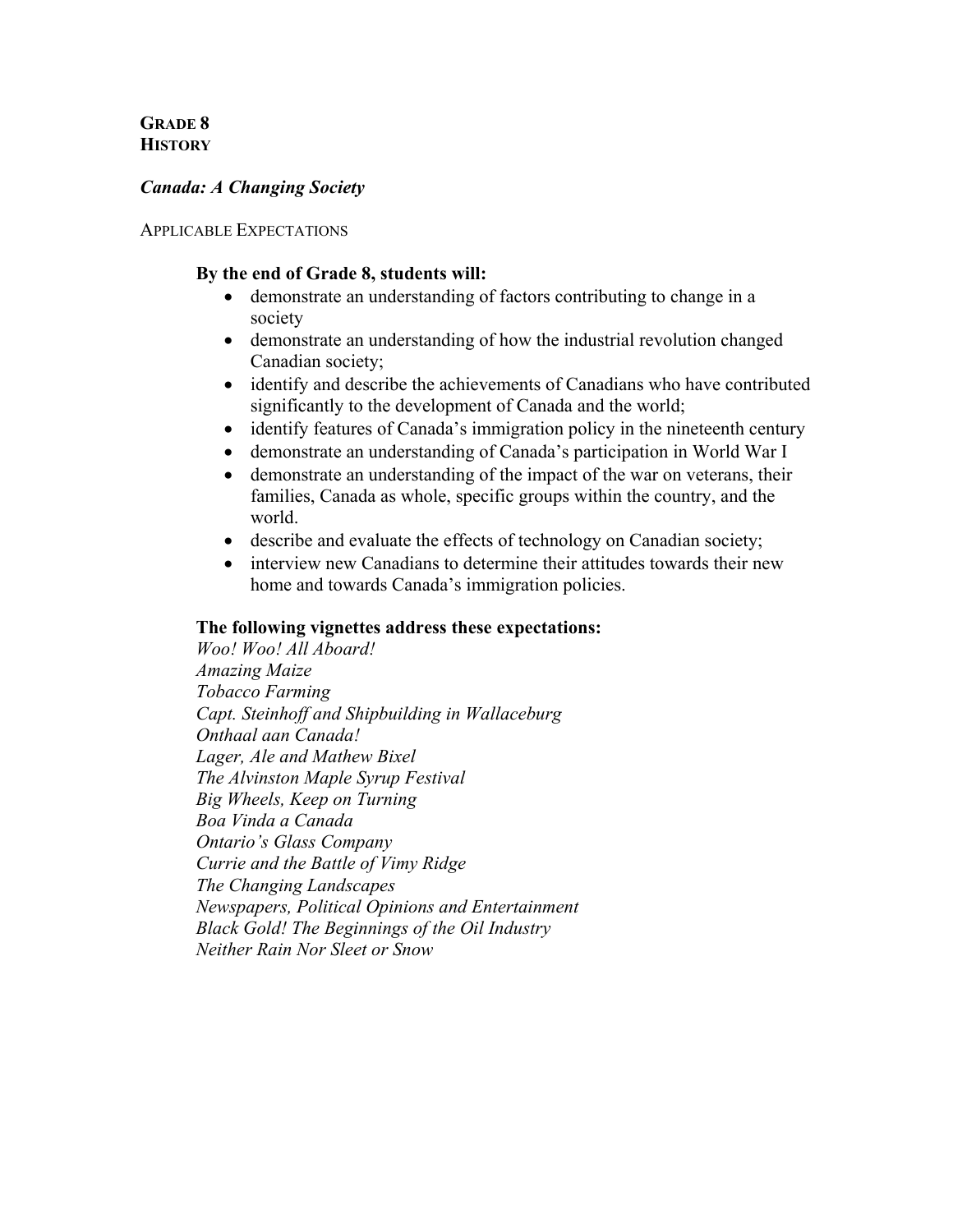**GRADE 8**
**HISTORY**

***Canada: A Changing Society***

APPLICABLE EXPECTATIONS

**By the end of Grade 8, students will:**

- demonstrate an understanding of factors contributing to change in a society
- demonstrate an understanding of how the industrial revolution changed Canadian society;
- identify and describe the achievements of Canadians who have contributed significantly to the development of Canada and the world;
- identify features of Canada's immigration policy in the nineteenth century
- demonstrate an understanding of Canada's participation in World War I
- demonstrate an understanding of the impact of the war on veterans, their families, Canada as whole, specific groups within the country, and the world.
- describe and evaluate the effects of technology on Canadian society;
- interview new Canadians to determine their attitudes towards their new home and towards Canada's immigration policies.

**The following vignettes address these expectations:**

*Woo! Woo! All Aboard!*
*Amazing Maize*
*Tobacco Farming*
*Capt. Steinhoff and Shipbuilding in Wallaceburg*
*Onthaal aan Canada!*
*Lager, Ale and Mathew Bixel*
*The Alvinston Maple Syrup Festival*
*Big Wheels, Keep on Turning*
*Boa Vinda a Canada*
*Ontario's Glass Company*
*Currie and the Battle of Vimy Ridge*
*The Changing Landscapes*
*Newspapers, Political Opinions and Entertainment*
*Black Gold! The Beginnings of the Oil Industry*
*Neither Rain Nor Sleet or Snow*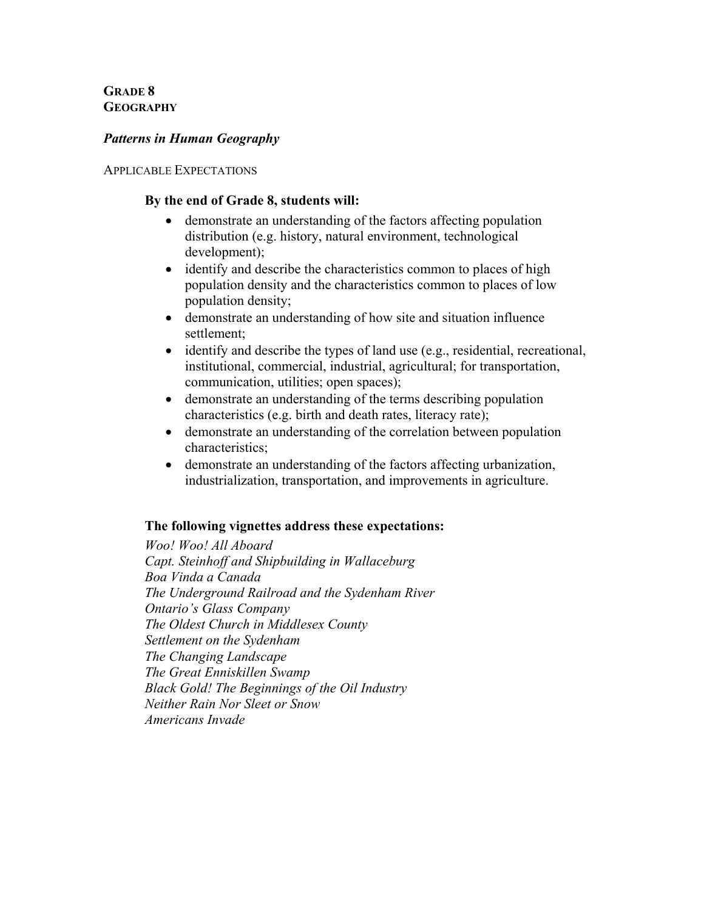## GRADE 8
## GEOGRAPHY

### *Patterns in Human Geography*

APPLICABLE EXPECTATIONS

**By the end of Grade 8, students will:**

- demonstrate an understanding of the factors affecting population distribution (e.g. history, natural environment, technological development);
- identify and describe the characteristics common to places of high population density and the characteristics common to places of low population density;
- demonstrate an understanding of how site and situation influence settlement;
- identify and describe the types of land use (e.g., residential, recreational, institutional, commercial, industrial, agricultural; for transportation, communication, utilities; open spaces);
- demonstrate an understanding of the terms describing population characteristics (e.g. birth and death rates, literacy rate);
- demonstrate an understanding of the correlation between population characteristics;
- demonstrate an understanding of the factors affecting urbanization, industrialization, transportation, and improvements in agriculture.

**The following vignettes address these expectations:**

*Woo! Woo! All Aboard*
*Capt. Steinhoff and Shipbuilding in Wallaceburg*
*Boa Vinda a Canada*
*The Underground Railroad and the Sydenham River*
*Ontario's Glass Company*
*The Oldest Church in Middlesex County*
*Settlement on the Sydenham*
*The Changing Landscape*
*The Great Enniskillen Swamp*
*Black Gold! The Beginnings of the Oil Industry*
*Neither Rain Nor Sleet or Snow*
*Americans Invade*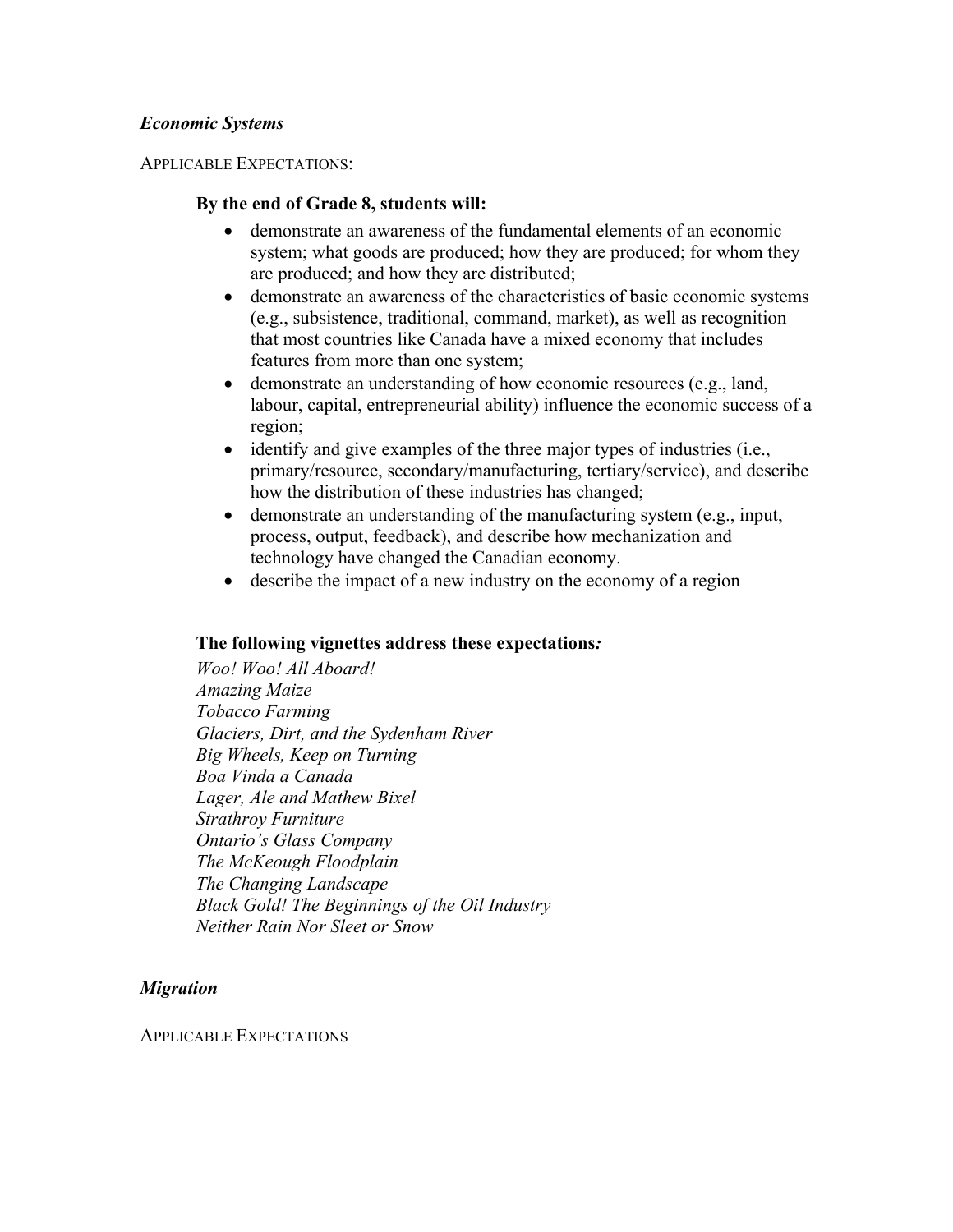### *Economic Systems*

APPLICABLE EXPECTATIONS:

**By the end of Grade 8, students will:**

- demonstrate an awareness of the fundamental elements of an economic system; what goods are produced; how they are produced; for whom they are produced; and how they are distributed;
- demonstrate an awareness of the characteristics of basic economic systems (e.g., subsistence, traditional, command, market), as well as recognition that most countries like Canada have a mixed economy that includes features from more than one system;
- demonstrate an understanding of how economic resources (e.g., land, labour, capital, entrepreneurial ability) influence the economic success of a region;
- identify and give examples of the three major types of industries (i.e., primary/resource, secondary/manufacturing, tertiary/service), and describe how the distribution of these industries has changed;
- demonstrate an understanding of the manufacturing system (e.g., input, process, output, feedback), and describe how mechanization and technology have changed the Canadian economy.
- describe the impact of a new industry on the economy of a region

**The following vignettes address these expectations*:***

*Woo! Woo! All Aboard!*
*Amazing Maize*
*Tobacco Farming*
*Glaciers, Dirt, and the Sydenham River*
*Big Wheels, Keep on Turning*
*Boa Vinda a Canada*
*Lager, Ale and Mathew Bixel*
*Strathroy Furniture*
*Ontario's Glass Company*
*The McKeough Floodplain*
*The Changing Landscape*
*Black Gold! The Beginnings of the Oil Industry*
*Neither Rain Nor Sleet or Snow*

### *Migration*

APPLICABLE EXPECTATIONS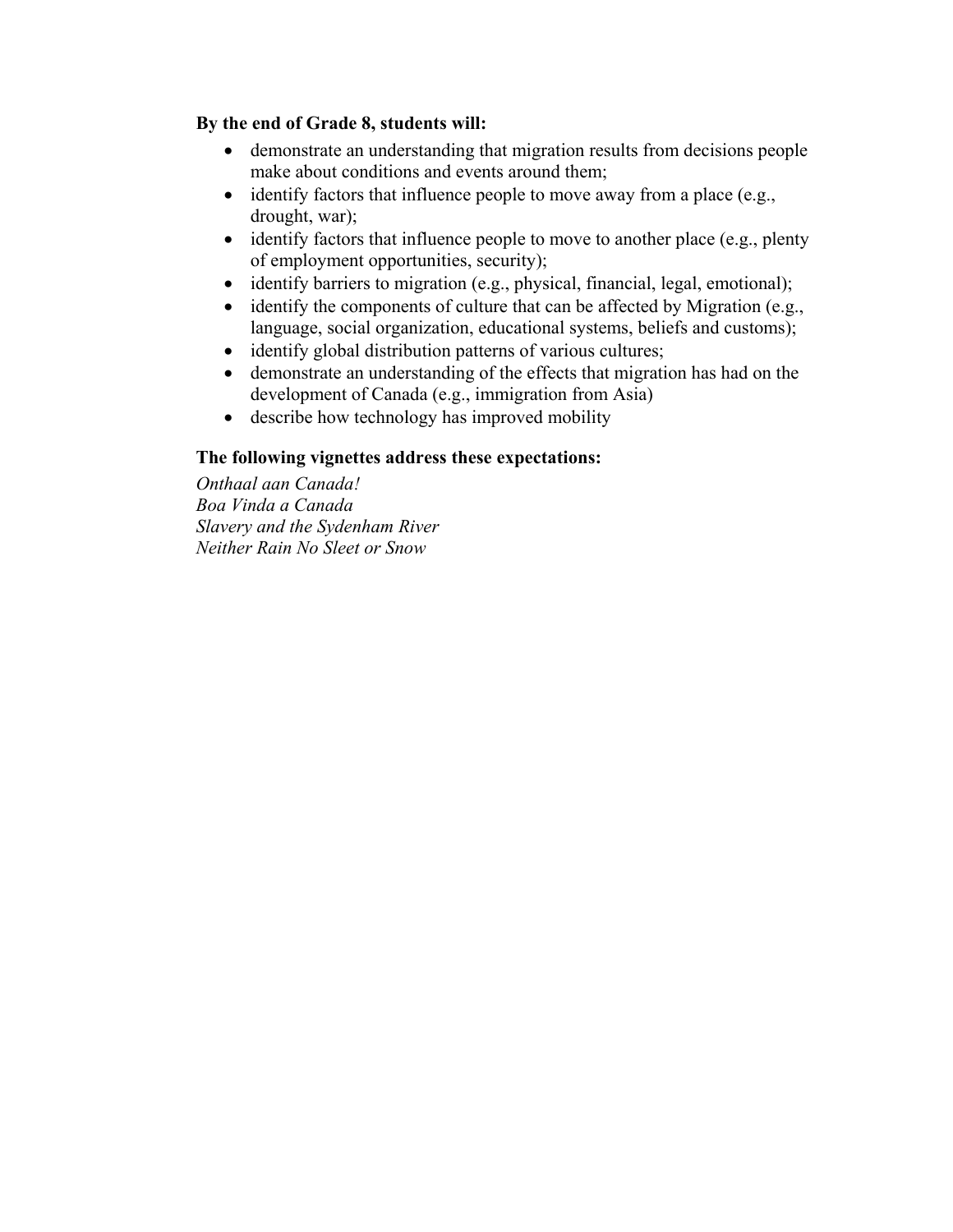**By the end of Grade 8, students will:**

- demonstrate an understanding that migration results from decisions people make about conditions and events around them;
- identify factors that influence people to move away from a place (e.g., drought, war);
- identify factors that influence people to move to another place (e.g., plenty of employment opportunities, security);
- identify barriers to migration (e.g., physical, financial, legal, emotional);
- identify the components of culture that can be affected by Migration (e.g., language, social organization, educational systems, beliefs and customs);
- identify global distribution patterns of various cultures;
- demonstrate an understanding of the effects that migration has had on the development of Canada (e.g., immigration from Asia)
- describe how technology has improved mobility

**The following vignettes address these expectations:**

*Onthaal aan Canada!*
*Boa Vinda a Canada*
*Slavery and the Sydenham River*
*Neither Rain No Sleet or Snow*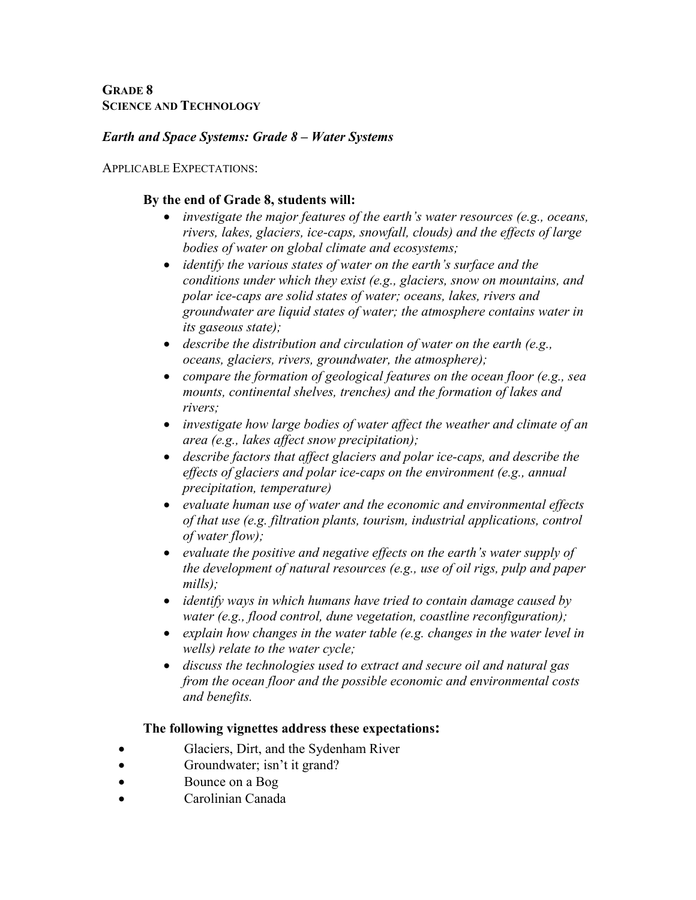**GRADE 8**
**SCIENCE AND TECHNOLOGY**

***Earth and Space Systems: Grade 8 – Water Systems***

APPLICABLE EXPECTATIONS:

**By the end of Grade 8, students will:**

- *investigate the major features of the earth's water resources (e.g., oceans, rivers, lakes, glaciers, ice-caps, snowfall, clouds) and the effects of large bodies of water on global climate and ecosystems;*
- *identify the various states of water on the earth's surface and the conditions under which they exist (e.g., glaciers, snow on mountains, and polar ice-caps are solid states of water; oceans, lakes, rivers and groundwater are liquid states of water; the atmosphere contains water in its gaseous state);*
- *describe the distribution and circulation of water on the earth (e.g., oceans, glaciers, rivers, groundwater, the atmosphere);*
- *compare the formation of geological features on the ocean floor (e.g., sea mounts, continental shelves, trenches) and the formation of lakes and rivers;*
- *investigate how large bodies of water affect the weather and climate of an area (e.g., lakes affect snow precipitation);*
- *describe factors that affect glaciers and polar ice-caps, and describe the effects of glaciers and polar ice-caps on the environment (e.g., annual precipitation, temperature)*
- *evaluate human use of water and the economic and environmental effects of that use (e.g. filtration plants, tourism, industrial applications, control of water flow);*
- *evaluate the positive and negative effects on the earth's water supply of the development of natural resources (e.g., use of oil rigs, pulp and paper mills);*
- *identify ways in which humans have tried to contain damage caused by water (e.g., flood control, dune vegetation, coastline reconfiguration);*
- *explain how changes in the water table (e.g. changes in the water level in wells) relate to the water cycle;*
- *discuss the technologies used to extract and secure oil and natural gas from the ocean floor and the possible economic and environmental costs and benefits.*

**The following vignettes address these expectations:**

- Glaciers, Dirt, and the Sydenham River
- Groundwater; isn't it grand?
- Bounce on a Bog
- Carolinian Canada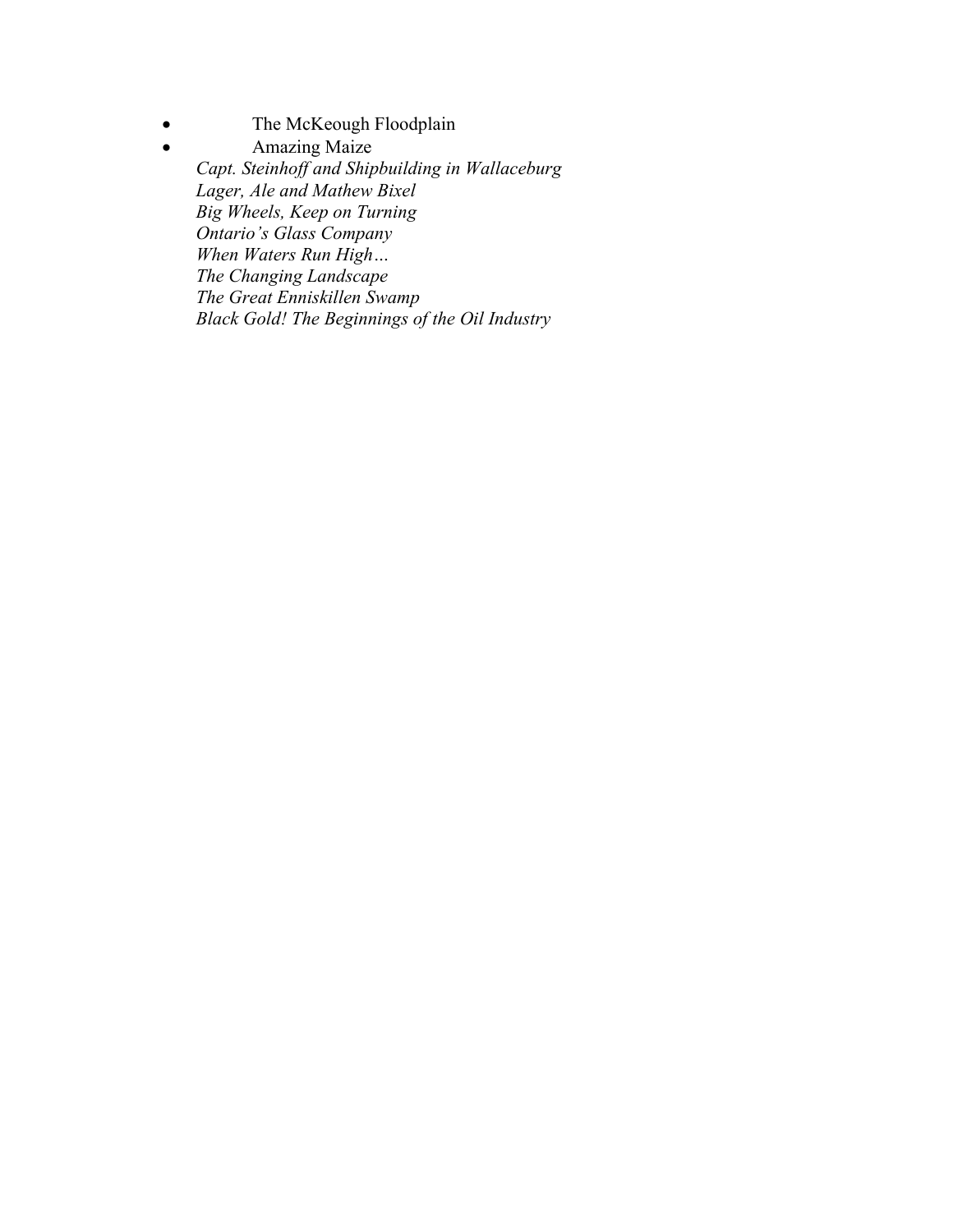- The McKeough Floodplain
- Amazing Maize

  *Capt. Steinhoff and Shipbuilding in Wallaceburg*
  *Lager, Ale and Mathew Bixel*
  *Big Wheels, Keep on Turning*
  *Ontario's Glass Company*
  *When Waters Run High…*
  *The Changing Landscape*
  *The Great Enniskillen Swamp*
  *Black Gold! The Beginnings of the Oil Industry*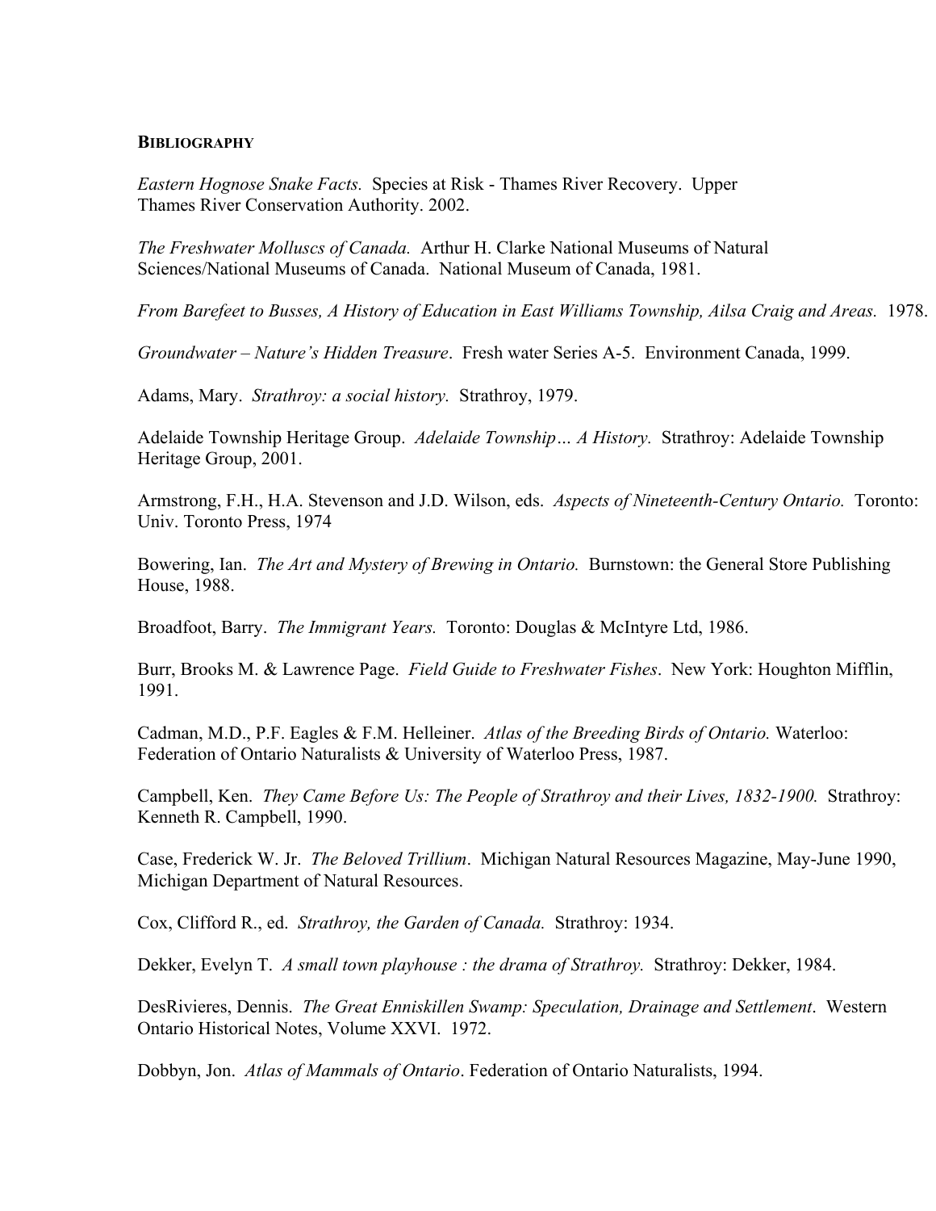## BIBLIOGRAPHY

*Eastern Hognose Snake Facts.* Species at Risk - Thames River Recovery. Upper Thames River Conservation Authority. 2002.

*The Freshwater Molluscs of Canada.* Arthur H. Clarke National Museums of Natural Sciences/National Museums of Canada. National Museum of Canada, 1981.

*From Barefeet to Busses, A History of Education in East Williams Township, Ailsa Craig and Areas.* 1978.

*Groundwater – Nature's Hidden Treasure*. Fresh water Series A-5. Environment Canada, 1999.

Adams, Mary. *Strathroy: a social history.* Strathroy, 1979.

Adelaide Township Heritage Group. *Adelaide Township… A History.* Strathroy: Adelaide Township Heritage Group, 2001.

Armstrong, F.H., H.A. Stevenson and J.D. Wilson, eds. *Aspects of Nineteenth-Century Ontario.* Toronto: Univ. Toronto Press, 1974

Bowering, Ian. *The Art and Mystery of Brewing in Ontario.* Burnstown: the General Store Publishing House, 1988.

Broadfoot, Barry. *The Immigrant Years.* Toronto: Douglas & McIntyre Ltd, 1986.

Burr, Brooks M. & Lawrence Page. *Field Guide to Freshwater Fishes*. New York: Houghton Mifflin, 1991.

Cadman, M.D., P.F. Eagles & F.M. Helleiner. *Atlas of the Breeding Birds of Ontario.* Waterloo: Federation of Ontario Naturalists & University of Waterloo Press, 1987.

Campbell, Ken. *They Came Before Us: The People of Strathroy and their Lives, 1832-1900.* Strathroy: Kenneth R. Campbell, 1990.

Case, Frederick W. Jr. *The Beloved Trillium*. Michigan Natural Resources Magazine, May-June 1990, Michigan Department of Natural Resources.

Cox, Clifford R., ed. *Strathroy, the Garden of Canada.* Strathroy: 1934.

Dekker, Evelyn T. *A small town playhouse : the drama of Strathroy.* Strathroy: Dekker, 1984.

DesRivieres, Dennis. *The Great Enniskillen Swamp: Speculation, Drainage and Settlement*. Western Ontario Historical Notes, Volume XXVI. 1972.

Dobbyn, Jon. *Atlas of Mammals of Ontario*. Federation of Ontario Naturalists, 1994.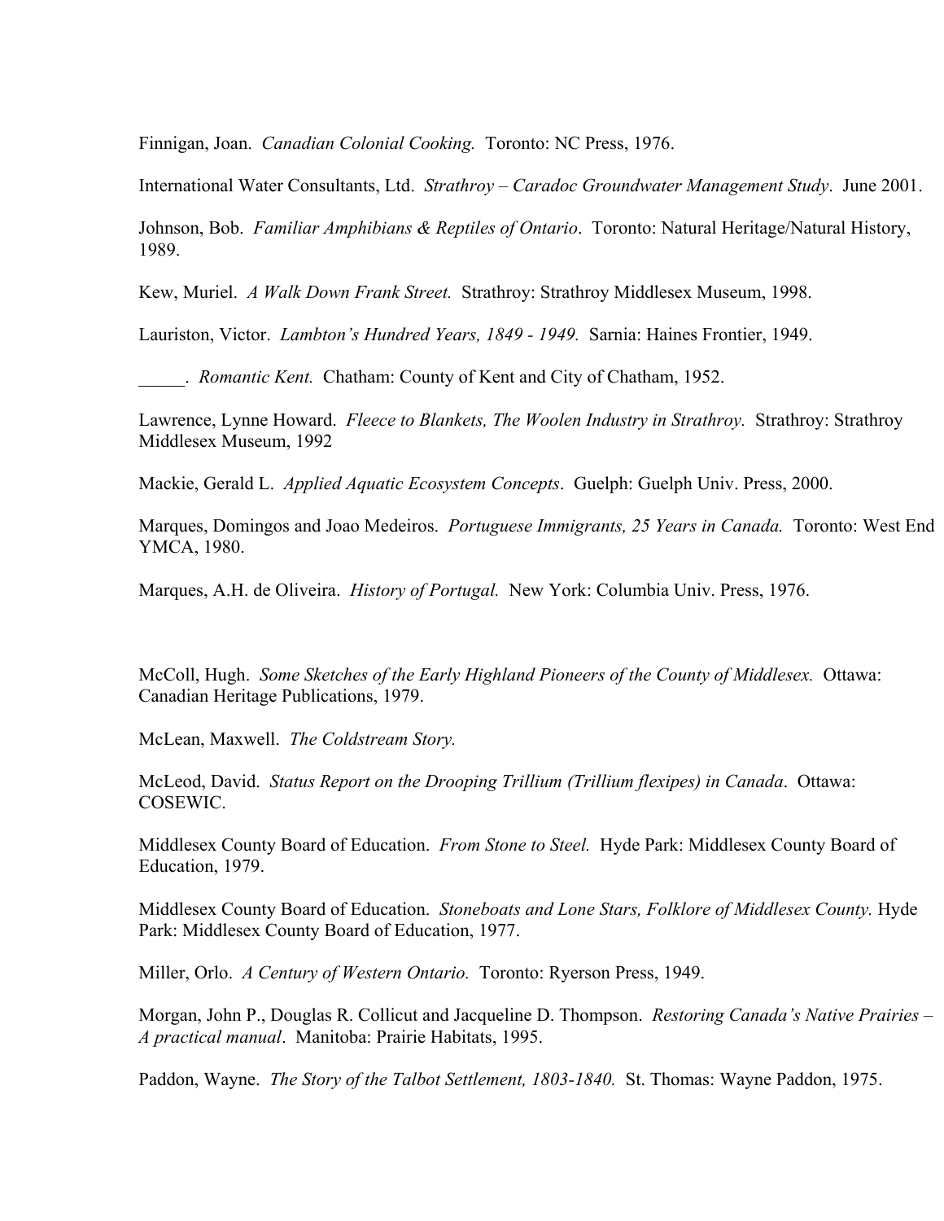Finnigan, Joan. *Canadian Colonial Cooking.* Toronto: NC Press, 1976.

International Water Consultants, Ltd. *Strathroy – Caradoc Groundwater Management Study*. June 2001.

Johnson, Bob. *Familiar Amphibians & Reptiles of Ontario*. Toronto: Natural Heritage/Natural History, 1989.

Kew, Muriel. *A Walk Down Frank Street.* Strathroy: Strathroy Middlesex Museum, 1998.

Lauriston, Victor. *Lambton's Hundred Years, 1849 - 1949.* Sarnia: Haines Frontier, 1949.

_____. *Romantic Kent.* Chatham: County of Kent and City of Chatham, 1952.

Lawrence, Lynne Howard. *Fleece to Blankets, The Woolen Industry in Strathroy.* Strathroy: Strathroy Middlesex Museum, 1992

Mackie, Gerald L. *Applied Aquatic Ecosystem Concepts*. Guelph: Guelph Univ. Press, 2000.

Marques, Domingos and Joao Medeiros. *Portuguese Immigrants, 25 Years in Canada.* Toronto: West End YMCA, 1980.

Marques, A.H. de Oliveira. *History of Portugal.* New York: Columbia Univ. Press, 1976.

McColl, Hugh. *Some Sketches of the Early Highland Pioneers of the County of Middlesex.* Ottawa: Canadian Heritage Publications, 1979.

McLean, Maxwell. *The Coldstream Story.*

McLeod, David. *Status Report on the Drooping Trillium (Trillium flexipes) in Canada*. Ottawa: COSEWIC.

Middlesex County Board of Education. *From Stone to Steel.* Hyde Park: Middlesex County Board of Education, 1979.

Middlesex County Board of Education. *Stoneboats and Lone Stars, Folklore of Middlesex County.* Hyde Park: Middlesex County Board of Education, 1977.

Miller, Orlo. *A Century of Western Ontario.* Toronto: Ryerson Press, 1949.

Morgan, John P., Douglas R. Collicut and Jacqueline D. Thompson. *Restoring Canada's Native Prairies – A practical manual*. Manitoba: Prairie Habitats, 1995.

Paddon, Wayne. *The Story of the Talbot Settlement, 1803-1840.* St. Thomas: Wayne Paddon, 1975.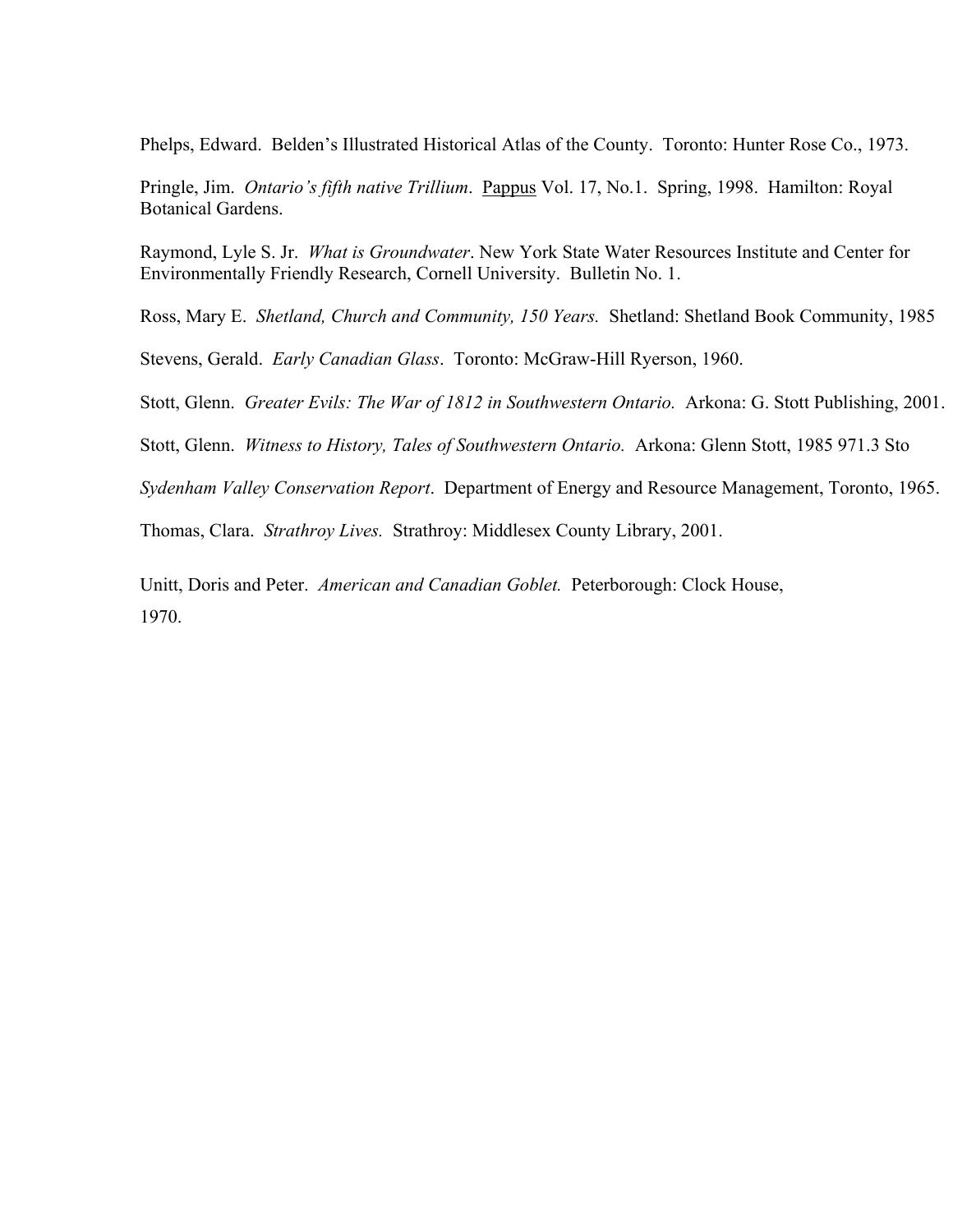Phelps, Edward. Belden's Illustrated Historical Atlas of the County. Toronto: Hunter Rose Co., 1973.

Pringle, Jim. *Ontario's fifth native Trillium*. <u>Pappus</u> Vol. 17, No.1. Spring, 1998. Hamilton: Royal Botanical Gardens.

Raymond, Lyle S. Jr. *What is Groundwater*. New York State Water Resources Institute and Center for Environmentally Friendly Research, Cornell University. Bulletin No. 1.

Ross, Mary E. *Shetland, Church and Community, 150 Years.* Shetland: Shetland Book Community, 1985

Stevens, Gerald. *Early Canadian Glass*. Toronto: McGraw-Hill Ryerson, 1960.

Stott, Glenn. *Greater Evils: The War of 1812 in Southwestern Ontario.* Arkona: G. Stott Publishing, 2001.

Stott, Glenn. *Witness to History, Tales of Southwestern Ontario.* Arkona: Glenn Stott, 1985 971.3 Sto

*Sydenham Valley Conservation Report*. Department of Energy and Resource Management, Toronto, 1965.

Thomas, Clara. *Strathroy Lives.* Strathroy: Middlesex County Library, 2001.

Unitt, Doris and Peter. *American and Canadian Goblet.* Peterborough: Clock House, 1970.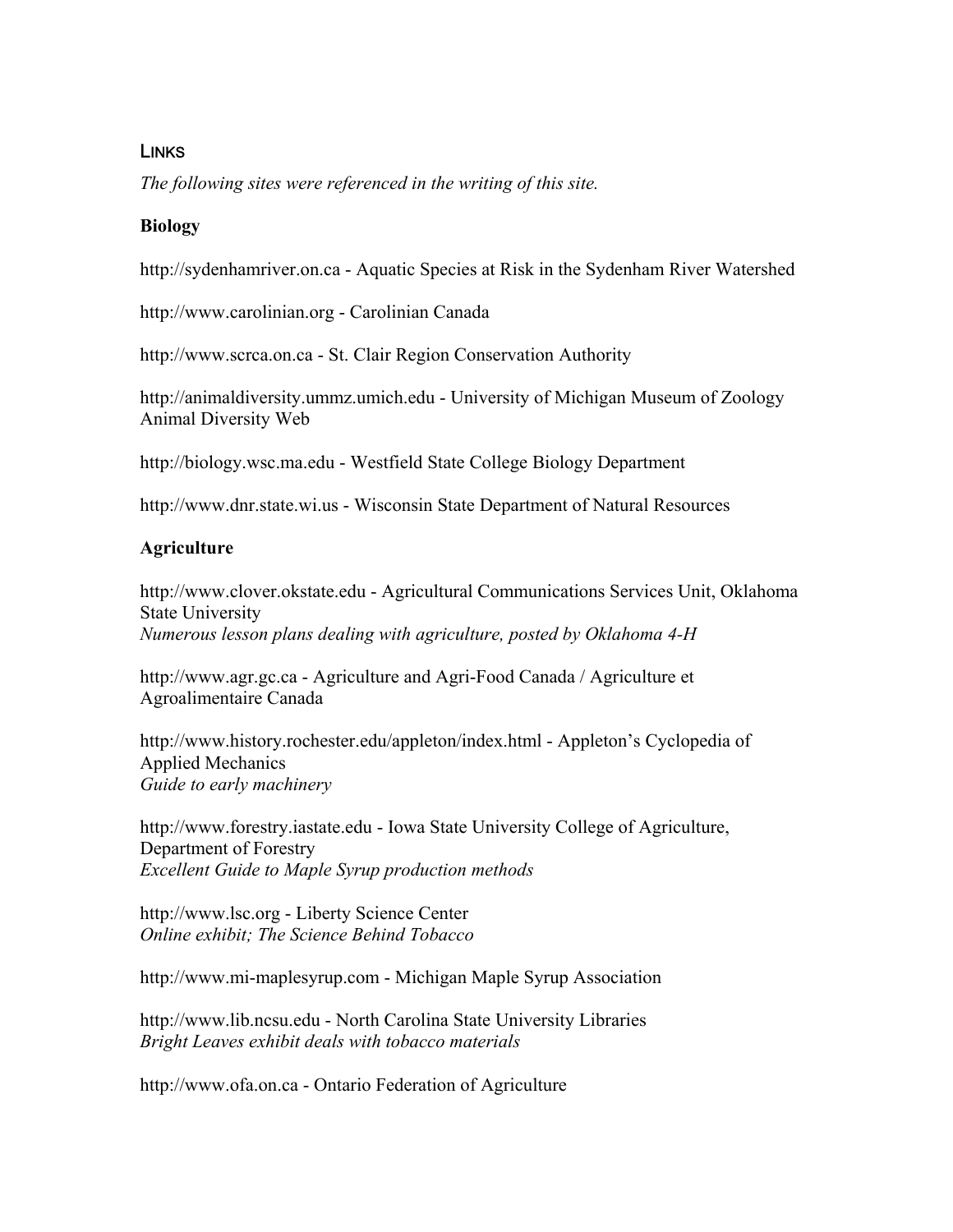## LINKS

*The following sites were referenced in the writing of this site.*

**Biology**

http://sydenhamriver.on.ca - Aquatic Species at Risk in the Sydenham River Watershed

http://www.carolinian.org - Carolinian Canada

http://www.scrca.on.ca - St. Clair Region Conservation Authority

http://animaldiversity.ummz.umich.edu - University of Michigan Museum of Zoology Animal Diversity Web

http://biology.wsc.ma.edu - Westfield State College Biology Department

http://www.dnr.state.wi.us - Wisconsin State Department of Natural Resources

**Agriculture**

http://www.clover.okstate.edu - Agricultural Communications Services Unit, Oklahoma State University
*Numerous lesson plans dealing with agriculture, posted by Oklahoma 4-H*

http://www.agr.gc.ca - Agriculture and Agri-Food Canada / Agriculture et Agroalimentaire Canada

http://www.history.rochester.edu/appleton/index.html - Appleton's Cyclopedia of Applied Mechanics
*Guide to early machinery*

http://www.forestry.iastate.edu - Iowa State University College of Agriculture, Department of Forestry
*Excellent Guide to Maple Syrup production methods*

http://www.lsc.org - Liberty Science Center
*Online exhibit; The Science Behind Tobacco*

http://www.mi-maplesyrup.com - Michigan Maple Syrup Association

http://www.lib.ncsu.edu - North Carolina State University Libraries
*Bright Leaves exhibit deals with tobacco materials*

http://www.ofa.on.ca - Ontario Federation of Agriculture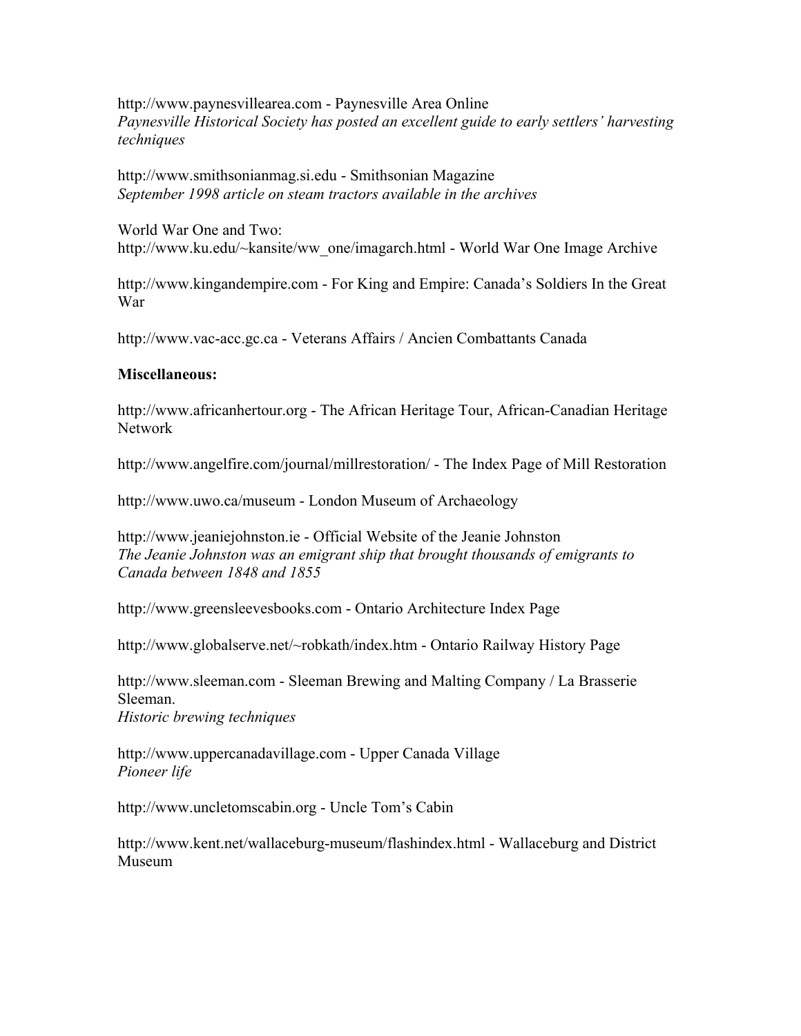http://www.paynesvillearea.com - Paynesville Area Online
*Paynesville Historical Society has posted an excellent guide to early settlers' harvesting techniques*

http://www.smithsonianmag.si.edu - Smithsonian Magazine
*September 1998 article on steam tractors available in the archives*

World War One and Two:
http://www.ku.edu/~kansite/ww_one/imagarch.html - World War One Image Archive

http://www.kingandempire.com - For King and Empire: Canada's Soldiers In the Great War

http://www.vac-acc.gc.ca - Veterans Affairs / Ancien Combattants Canada

**Miscellaneous:**

http://www.africanhertour.org - The African Heritage Tour, African-Canadian Heritage Network

http://www.angelfire.com/journal/millrestoration/ - The Index Page of Mill Restoration

http://www.uwo.ca/museum - London Museum of Archaeology

http://www.jeaniejohnston.ie - Official Website of the Jeanie Johnston
*The Jeanie Johnston was an emigrant ship that brought thousands of emigrants to Canada between 1848 and 1855*

http://www.greensleevesbooks.com - Ontario Architecture Index Page

http://www.globalserve.net/~robkath/index.htm - Ontario Railway History Page

http://www.sleeman.com - Sleeman Brewing and Malting Company / La Brasserie Sleeman.
*Historic brewing techniques*

http://www.uppercanadavillage.com - Upper Canada Village
*Pioneer life*

http://www.uncletomscabin.org - Uncle Tom's Cabin

http://www.kent.net/wallaceburg-museum/flashindex.html - Wallaceburg and District Museum